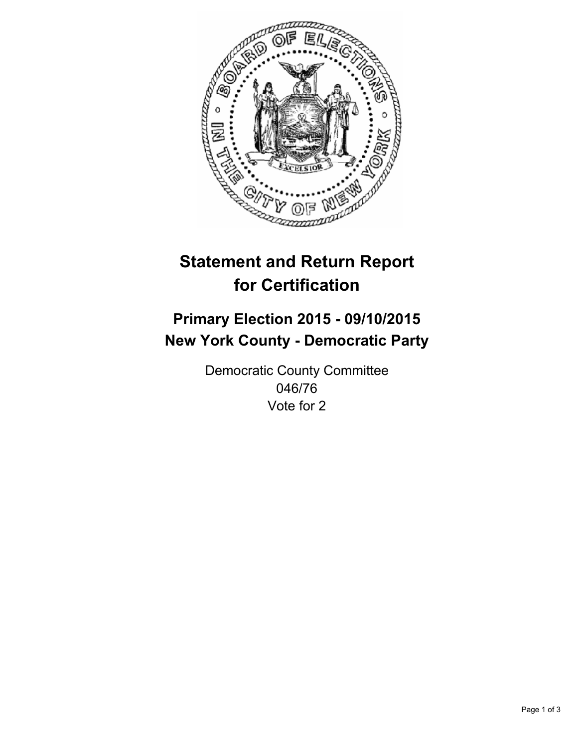# Statement and Return Report for Certification

## Primary Election 2015 - 09/10/2015
## New York County - Democratic Party

Democratic County Committee
046/76
Vote for 2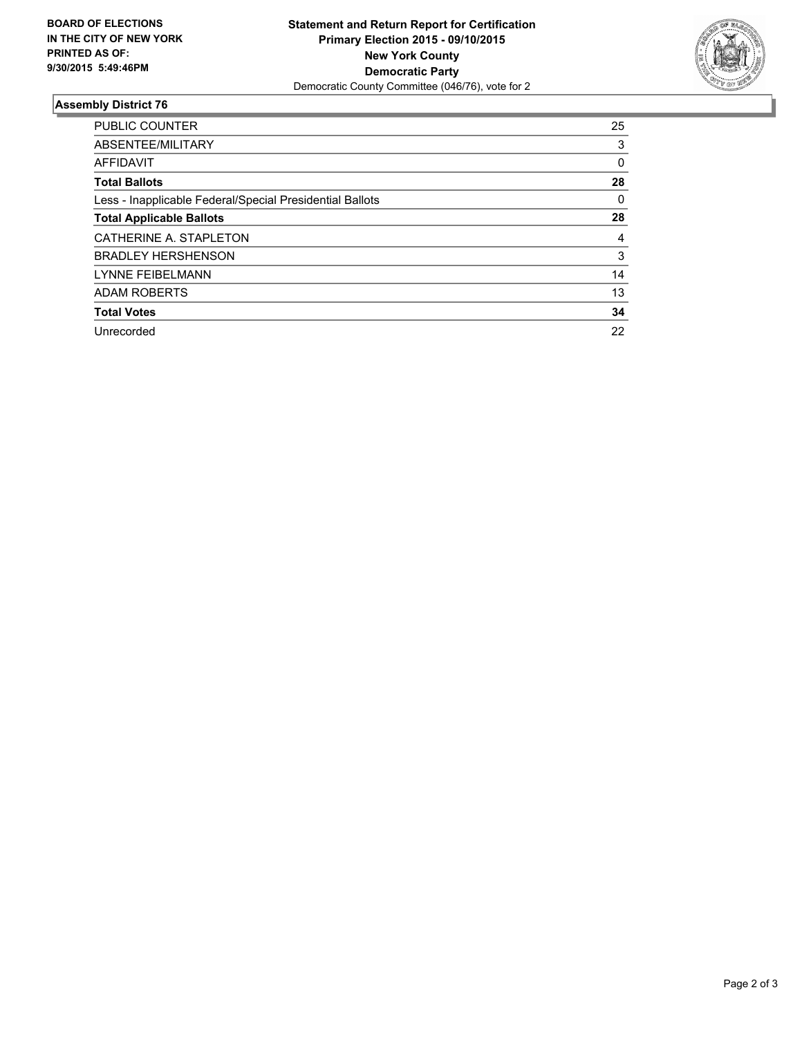**BOARD OF ELECTIONS IN THE CITY OF NEW YORK PRINTED AS OF: 9/30/2015 5:49:46PM**

**Statement and Return Report for Certification**
**Primary Election 2015 - 09/10/2015**
**New York County**
**Democratic Party**
Democratic County Committee (046/76), vote for 2

## Assembly District 76

| | |
|---|---|
| PUBLIC COUNTER | 25 |
| ABSENTEE/MILITARY | 3 |
| AFFIDAVIT | 0 |
| **Total Ballots** | **28** |
| Less - Inapplicable Federal/Special Presidential Ballots | 0 |
| **Total Applicable Ballots** | **28** |
| CATHERINE A. STAPLETON | 4 |
| BRADLEY HERSHENSON | 3 |
| LYNNE FEIBELMANN | 14 |
| ADAM ROBERTS | 13 |
| **Total Votes** | **34** |
| Unrecorded | 22 |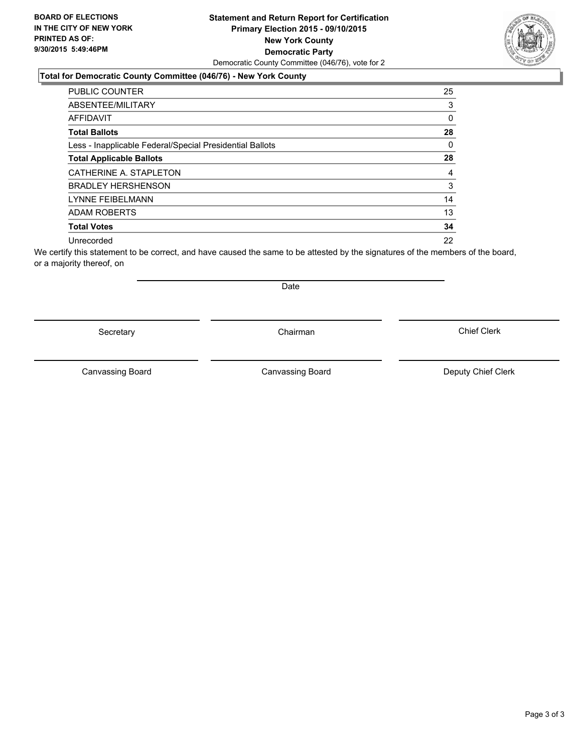**BOARD OF ELECTIONS**
**IN THE CITY OF NEW YORK**
**PRINTED AS OF:**
**9/30/2015 5:49:46PM**

**Statement and Return Report for Certification**
**Primary Election 2015 - 09/10/2015**
**New York County**
**Democratic Party**
Democratic County Committee (046/76), vote for 2

### Total for Democratic County Committee (046/76) - New York County

| | |
|---|---|
| PUBLIC COUNTER | 25 |
| ABSENTEE/MILITARY | 3 |
| AFFIDAVIT | 0 |
| **Total Ballots** | **28** |
| Less - Inapplicable Federal/Special Presidential Ballots | 0 |
| **Total Applicable Ballots** | **28** |
| CATHERINE A. STAPLETON | 4 |
| BRADLEY HERSHENSON | 3 |
| LYNNE FEIBELMANN | 14 |
| ADAM ROBERTS | 13 |
| **Total Votes** | **34** |
| Unrecorded | 22 |

We certify this statement to be correct, and have caused the same to be attested by the signatures of the members of the board, or a majority thereof, on

Date

Secretary

Chairman

Chief Clerk

Canvassing Board

Canvassing Board

Deputy Chief Clerk